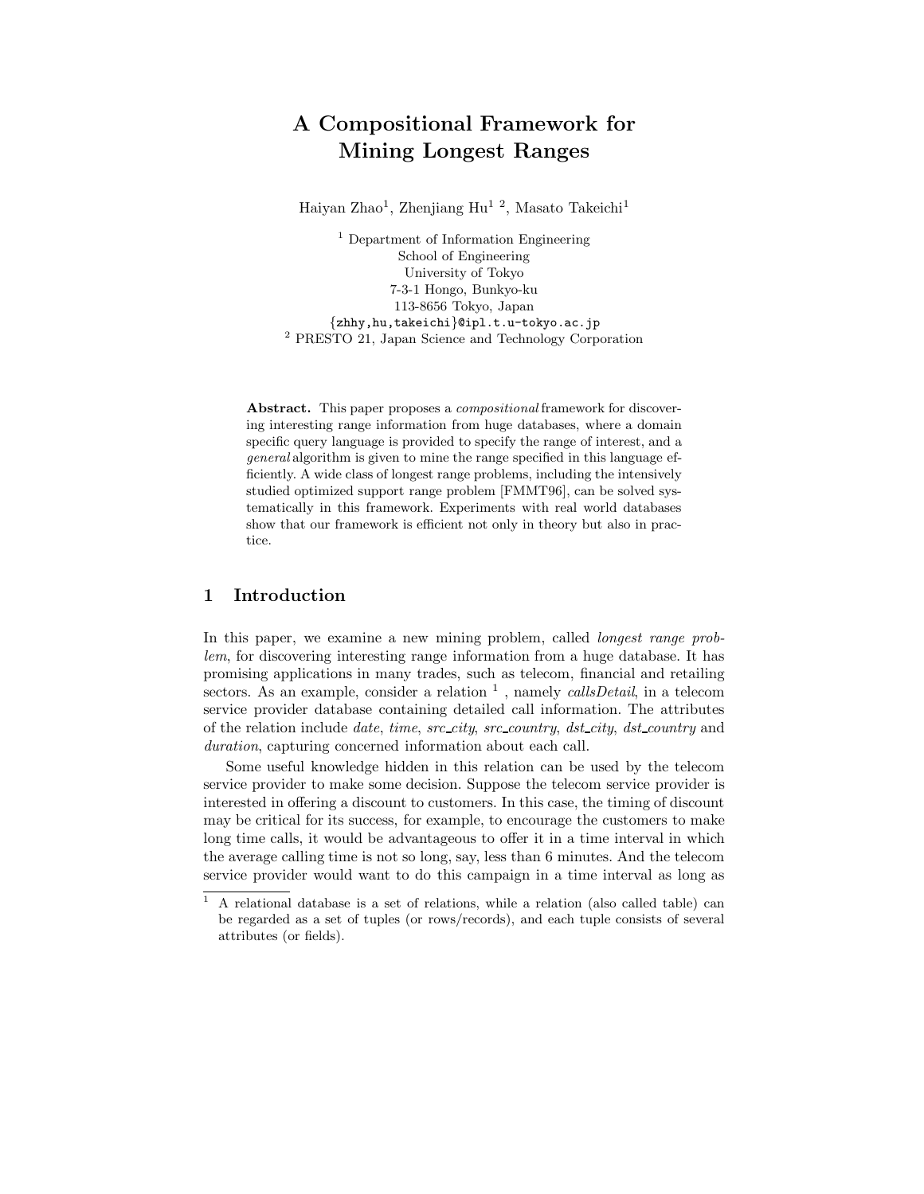# A Compositional Framework for Mining Longest Ranges

Haiyan Zhao[1], Zhenjiang Hu[1 2], Masato Takeichi[1]

[1] Department of Information Engineering
School of Engineering
University of Tokyo
7-3-1 Hongo, Bunkyo-ku
113-8656 Tokyo, Japan
{zhhy,hu,takeichi}@ipl.t.u-tokyo.ac.jp
[2] PRESTO 21, Japan Science and Technology Corporation

**Abstract.** This paper proposes a *compositional* framework for discovering interesting range information from huge databases, where a domain specific query language is provided to specify the range of interest, and a *general* algorithm is given to mine the range specified in this language efficiently. A wide class of longest range problems, including the intensively studied optimized support range problem [FMMT96], can be solved systematically in this framework. Experiments with real world databases show that our framework is efficient not only in theory but also in practice.

## 1 Introduction

In this paper, we examine a new mining problem, called *longest range problem*, for discovering interesting range information from a huge database. It has promising applications in many trades, such as telecom, financial and retailing sectors. As an example, consider a relation [1], namely *callsDetail*, in a telecom service provider database containing detailed call information. The attributes of the relation include *date*, *time*, *src_city*, *src_country*, *dst_city*, *dst_country* and *duration*, capturing concerned information about each call.

Some useful knowledge hidden in this relation can be used by the telecom service provider to make some decision. Suppose the telecom service provider is interested in offering a discount to customers. In this case, the timing of discount may be critical for its success, for example, to encourage the customers to make long time calls, it would be advantageous to offer it in a time interval in which the average calling time is not so long, say, less than 6 minutes. And the telecom service provider would want to do this campaign in a time interval as long as

[1] A relational database is a set of relations, while a relation (also called table) can be regarded as a set of tuples (or rows/records), and each tuple consists of several attributes (or fields).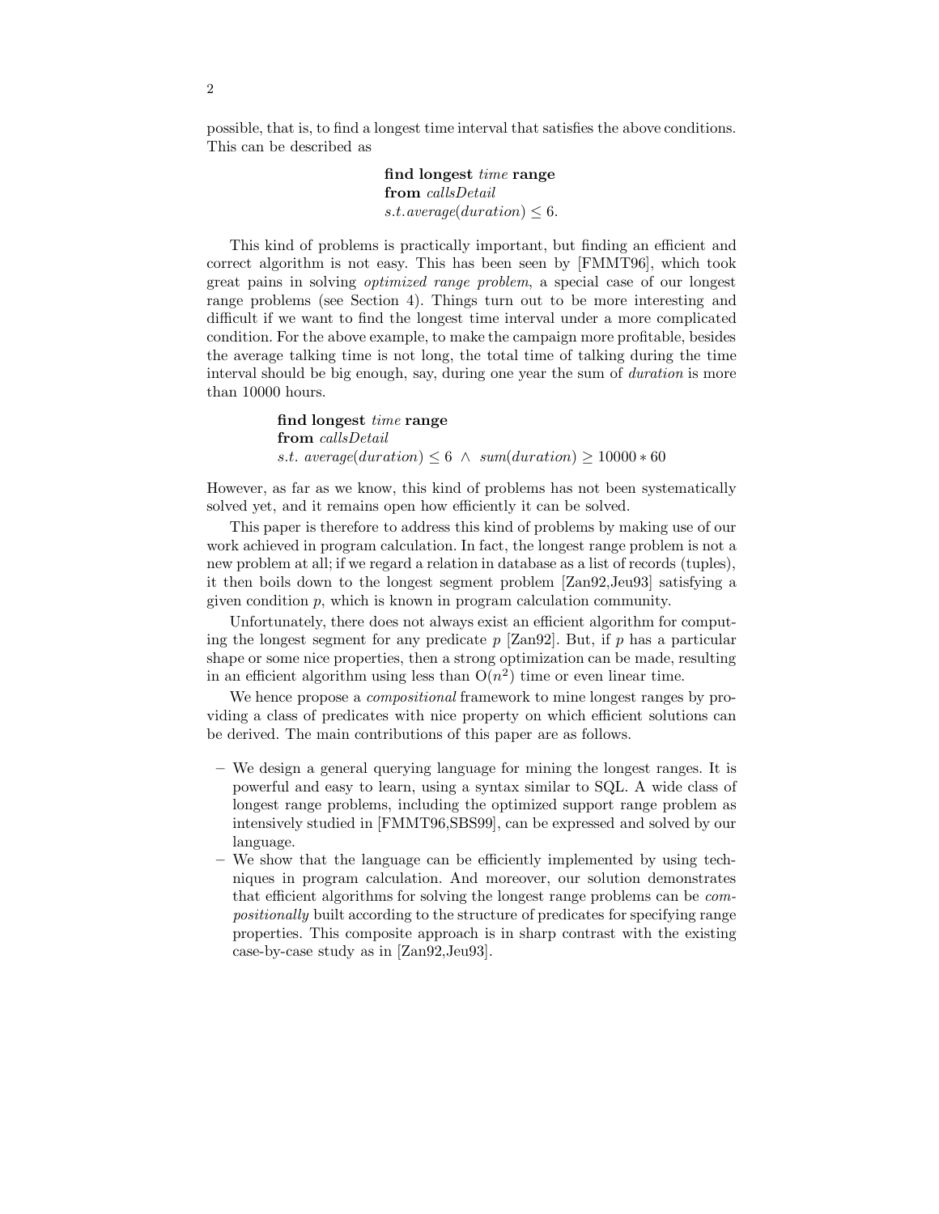possible, that is, to find a longest time interval that satisfies the above conditions. This can be described as

> **find longest** *time* **range**
> **from** *callsDetail*
> *s.t.average*(*duration*) $\leq 6$.

This kind of problems is practically important, but finding an efficient and correct algorithm is not easy. This has been seen by [FMMT96], which took great pains in solving *optimized range problem*, a special case of our longest range problems (see Section 4). Things turn out to be more interesting and difficult if we want to find the longest time interval under a more complicated condition. For the above example, to make the campaign more profitable, besides the average talking time is not long, the total time of talking during the time interval should be big enough, say, during one year the sum of *duration* is more than 10000 hours.

> **find longest** *time* **range**
> **from** *callsDetail*
> *s.t.* *average*(*duration*) $\leq 6 \ \wedge$ *sum*(*duration*) $\geq 10000 * 60$

However, as far as we know, this kind of problems has not been systematically solved yet, and it remains open how efficiently it can be solved.

This paper is therefore to address this kind of problems by making use of our work achieved in program calculation. In fact, the longest range problem is not a new problem at all; if we regard a relation in database as a list of records (tuples), it then boils down to the longest segment problem [Zan92,Jeu93] satisfying a given condition $p$, which is known in program calculation community.

Unfortunately, there does not always exist an efficient algorithm for computing the longest segment for any predicate $p$ [Zan92]. But, if $p$ has a particular shape or some nice properties, then a strong optimization can be made, resulting in an efficient algorithm using less than $O(n^2)$ time or even linear time.

We hence propose a *compositional* framework to mine longest ranges by providing a class of predicates with nice property on which efficient solutions can be derived. The main contributions of this paper are as follows.

- We design a general querying language for mining the longest ranges. It is powerful and easy to learn, using a syntax similar to SQL. A wide class of longest range problems, including the optimized support range problem as intensively studied in [FMMT96,SBS99], can be expressed and solved by our language.
- We show that the language can be efficiently implemented by using techniques in program calculation. And moreover, our solution demonstrates that efficient algorithms for solving the longest range problems can be *compositionally* built according to the structure of predicates for specifying range properties. This composite approach is in sharp contrast with the existing case-by-case study as in [Zan92,Jeu93].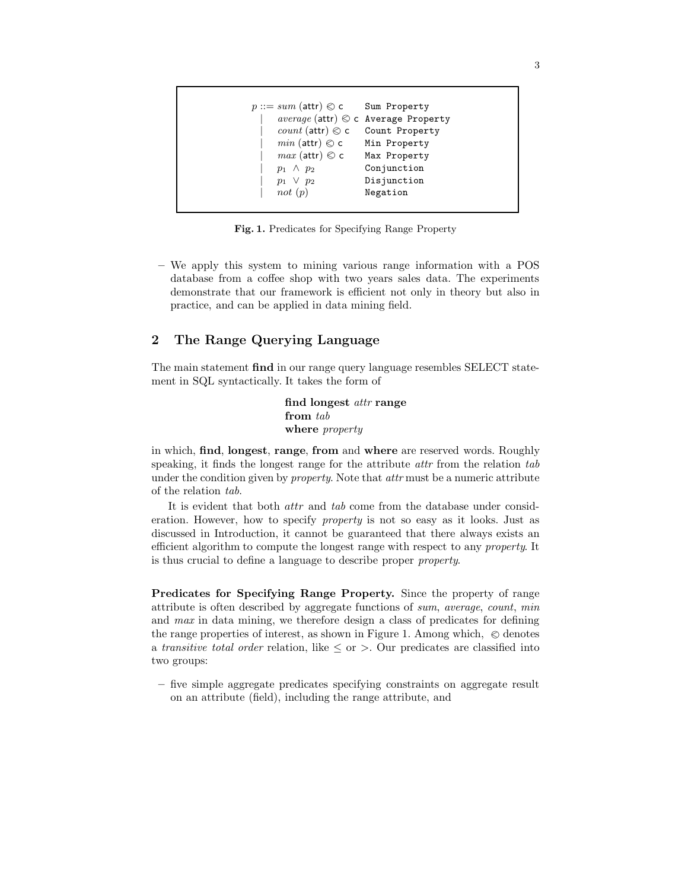$$
\begin{array}{lll}
p ::= & sum\ (\mathsf{attr}) \oslash \mathsf{c} & \texttt{Sum Property} \\
\mid & average\ (\mathsf{attr}) \oslash \mathsf{c} & \texttt{Average Property} \\
\mid & count\ (\mathsf{attr}) \oslash \mathsf{c} & \texttt{Count Property} \\
\mid & min\ (\mathsf{attr}) \oslash \mathsf{c} & \texttt{Min Property} \\
\mid & max\ (\mathsf{attr}) \oslash \mathsf{c} & \texttt{Max Property} \\
\mid & p_1\ \wedge\ p_2 & \texttt{Conjunction} \\
\mid & p_1\ \vee\ p_2 & \texttt{Disjunction} \\
\mid & not\ (p) & \texttt{Negation}
\end{array}
$$

**Fig. 1.** Predicates for Specifying Range Property

- We apply this system to mining various range information with a POS database from a coffee shop with two years sales data. The experiments demonstrate that our framework is efficient not only in theory but also in practice, and can be applied in data mining field.

## 2 The Range Querying Language

The main statement **find** in our range query language resembles SELECT statement in SQL syntactically. It takes the form of

> **find longest** *attr* **range**
> **from** *tab*
> **where** *property*

in which, **find**, **longest**, **range**, **from** and **where** are reserved words. Roughly speaking, it finds the longest range for the attribute *attr* from the relation *tab* under the condition given by *property*. Note that *attr* must be a numeric attribute of the relation *tab*.

It is evident that both *attr* and *tab* come from the database under consideration. However, how to specify *property* is not so easy as it looks. Just as discussed in Introduction, it cannot be guaranteed that there always exists an efficient algorithm to compute the longest range with respect to any *property*. It is thus crucial to define a language to describe proper *property*.

**Predicates for Specifying Range Property.** Since the property of range attribute is often described by aggregate functions of *sum*, *average*, *count*, *min* and *max* in data mining, we therefore design a class of predicates for defining the range properties of interest, as shown in Figure 1. Among which, $\oslash$ denotes a *transitive total order* relation, like $\leq$ or $>$. Our predicates are classified into two groups:

- five simple aggregate predicates specifying constraints on aggregate result on an attribute (field), including the range attribute, and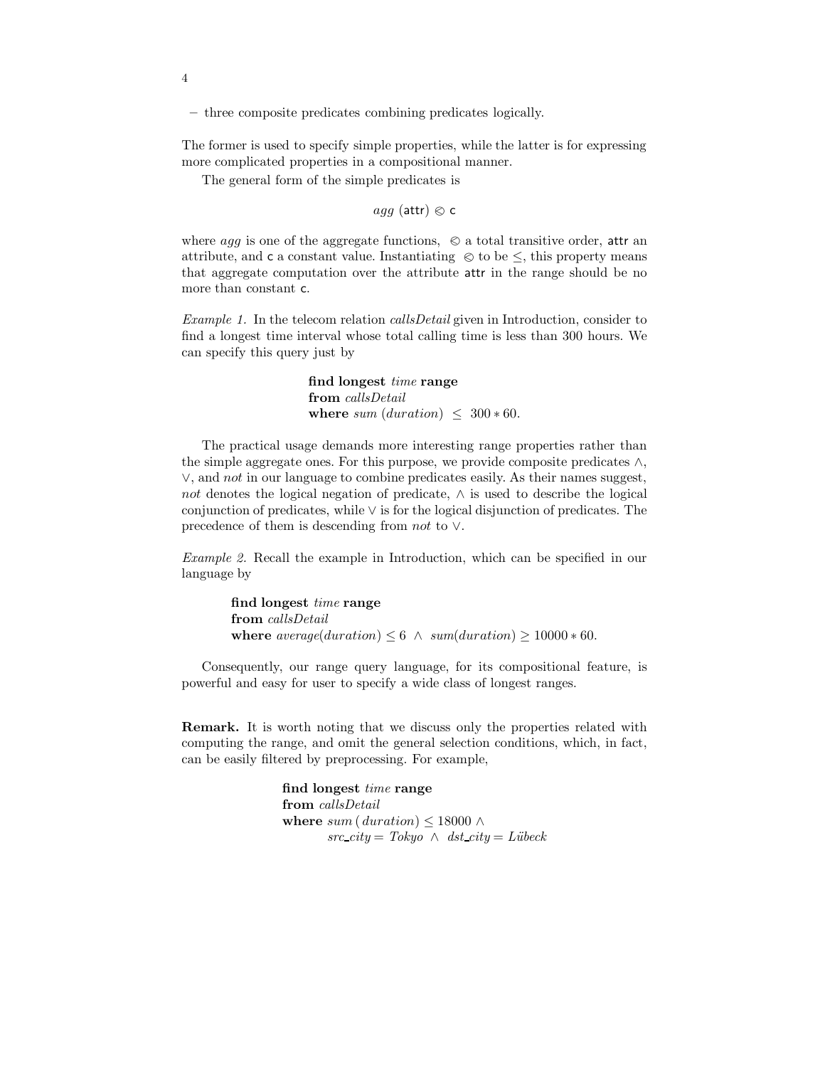– three composite predicates combining predicates logically.

The former is used to specify simple properties, while the latter is for expressing more complicated properties in a compositional manner.

The general form of the simple predicates is

$$agg\ (\mathsf{attr}) \otimes \mathsf{c}$$

where $agg$ is one of the aggregate functions, $\otimes$ a total transitive order, $\mathsf{attr}$ an attribute, and $\mathsf{c}$ a constant value. Instantiating $\otimes$ to be $\leq$, this property means that aggregate computation over the attribute $\mathsf{attr}$ in the range should be no more than constant $\mathsf{c}$.

*Example 1.* In the telecom relation *callsDetail* given in Introduction, consider to find a longest time interval whose total calling time is less than 300 hours. We can specify this query just by

> **find longest** *time* **range**
> **from** *callsDetail*
> **where** $sum\ (duration)\ \leq\ 300 * 60.$

The practical usage demands more interesting range properties rather than the simple aggregate ones. For this purpose, we provide composite predicates $\wedge$, $\vee$, and *not* in our language to combine predicates easily. As their names suggest, *not* denotes the logical negation of predicate, $\wedge$ is used to describe the logical conjunction of predicates, while $\vee$ is for the logical disjunction of predicates. The precedence of them is descending from *not* to $\vee$.

*Example 2.* Recall the example in Introduction, which can be specified in our language by

> **find longest** *time* **range**
> **from** *callsDetail*
> **where** $average(duration) \leq 6\ \wedge\ sum(duration) \geq 10000 * 60.$

Consequently, our range query language, for its compositional feature, is powerful and easy for user to specify a wide class of longest ranges.

**Remark.** It is worth noting that we discuss only the properties related with computing the range, and omit the general selection conditions, which, in fact, can be easily filtered by preprocessing. For example,

> **find longest** *time* **range**
> **from** *callsDetail*
> **where** $sum\ (\,duration) \leq 18000\ \wedge$
> $src\_city = Tokyo\ \wedge\ dst\_city = Lübeck$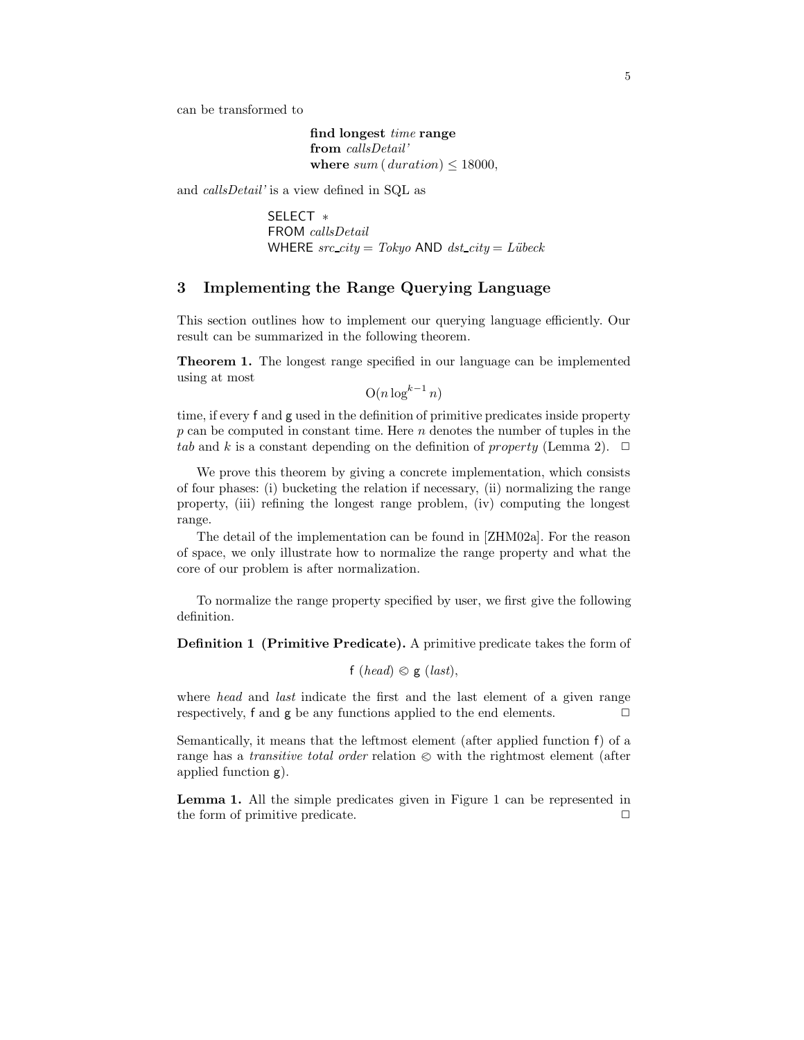can be transformed to

> **find longest** *time* **range**
> **from** *callsDetail'*
> **where** $sum\,(duration) \leq 18000$,

and *callsDetail'* is a view defined in SQL as

```
SELECT *
FROM callsDetail
WHERE src_city = Tokyo AND dst_city = Lübeck
```

## 3 Implementing the Range Querying Language

This section outlines how to implement our querying language efficiently. Our result can be summarized in the following theorem.

**Theorem 1.** The longest range specified in our language can be implemented using at most

$$\mathrm{O}(n \log^{k-1} n)$$

time, if every $\mathsf{f}$ and $\mathsf{g}$ used in the definition of primitive predicates inside property $p$ can be computed in constant time. Here $n$ denotes the number of tuples in the *tab* and $k$ is a constant depending on the definition of *property* (Lemma 2). □

We prove this theorem by giving a concrete implementation, which consists of four phases: (i) bucketing the relation if necessary, (ii) normalizing the range property, (iii) refining the longest range problem, (iv) computing the longest range.

The detail of the implementation can be found in [ZHM02a]. For the reason of space, we only illustrate how to normalize the range property and what the core of our problem is after normalization.

To normalize the range property specified by user, we first give the following definition.

**Definition 1 (Primitive Predicate).** A primitive predicate takes the form of

$$\mathsf{f}\ (head) \otimes \mathsf{g}\ (last),$$

where *head* and *last* indicate the first and the last element of a given range respectively, $\mathsf{f}$ and $\mathsf{g}$ be any functions applied to the end elements. □

Semantically, it means that the leftmost element (after applied function $\mathsf{f}$) of a range has a *transitive total order* relation $\otimes$ with the rightmost element (after applied function $\mathsf{g}$).

**Lemma 1.** All the simple predicates given in Figure 1 can be represented in the form of primitive predicate. □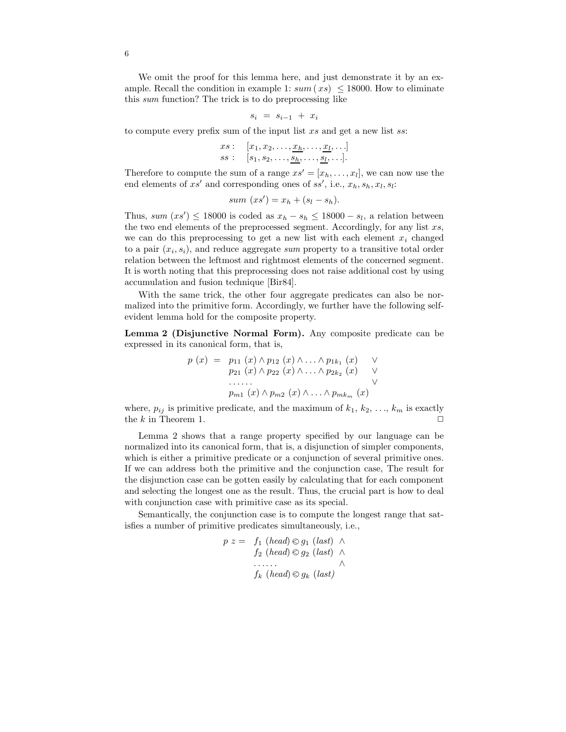We omit the proof for this lemma here, and just demonstrate it by an example. Recall the condition in example 1: $sum\,(xs) \leq 18000$. How to eliminate this *sum* function? The trick is to do preprocessing like

$$s_i \;=\; s_{i-1} \;+\; x_i$$

to compute every prefix sum of the input list $xs$ and get a new list $ss$:

$$\begin{array}{ll} xs: & [x_1, x_2, \ldots, \underline{x_h}, \ldots, \underline{x_l}, \ldots] \\ ss: & [s_1, s_2, \ldots, \underline{s_h}, \ldots, \underline{s_l}, \ldots]. \end{array}$$

Therefore to compute the sum of a range $xs' = [x_h, \ldots, x_l]$, we can now use the end elements of $xs'$ and corresponding ones of $ss'$, i.e., $x_h, s_h, x_l, s_l$:

$$sum\ (xs') = x_h + (s_l - s_h).$$

Thus, $sum\ (xs') \leq 18000$ is coded as $x_h - s_h \leq 18000 - s_l$, a relation between the two end elements of the preprocessed segment. Accordingly, for any list $xs$, we can do this preprocessing to get a new list with each element $x_i$ changed to a pair $(x_i, s_i)$, and reduce aggregate *sum* property to a transitive total order relation between the leftmost and rightmost elements of the concerned segment. It is worth noting that this preprocessing does not raise additional cost by using accumulation and fusion technique [Bir84].

With the same trick, the other four aggregate predicates can also be normalized into the primitive form. Accordingly, we further have the following self-evident lemma hold for the composite property.

**Lemma 2 (Disjunctive Normal Form).** Any composite predicate can be expressed in its canonical form, that is,

$$\begin{array}{rcll} p\ (x) & = & p_{11}\ (x) \wedge p_{12}\ (x) \wedge \ldots \wedge p_{1k_1}\ (x) & \vee \\ & & p_{21}\ (x) \wedge p_{22}\ (x) \wedge \ldots \wedge p_{2k_2}\ (x) & \vee \\ & & \ldots\ldots & \vee \\ & & p_{m1}\ (x) \wedge p_{m2}\ (x) \wedge \ldots \wedge p_{mk_m}\ (x) & \end{array}$$

where, $p_{ij}$ is primitive predicate, and the maximum of $k_1$, $k_2$, …, $k_m$ is exactly the $k$ in Theorem 1. □

Lemma 2 shows that a range property specified by our language can be normalized into its canonical form, that is, a disjunction of simpler components, which is either a primitive predicate or a conjunction of several primitive ones. If we can address both the primitive and the conjunction case, The result for the disjunction case can be gotten easily by calculating that for each component and selecting the longest one as the result. Thus, the crucial part is how to deal with conjunction case with primitive case as its special.

Semantically, the conjunction case is to compute the longest range that satisfies a number of primitive predicates simultaneously, i.e.,

$$\begin{array}{rll} p\ z = & f_1\ (head) \otimes g_1\ (last) & \wedge \\ & f_2\ (head) \otimes g_2\ (last) & \wedge \\ & \ldots\ldots & \wedge \\ & f_k\ (head) \otimes g_k\ (last) & \end{array}$$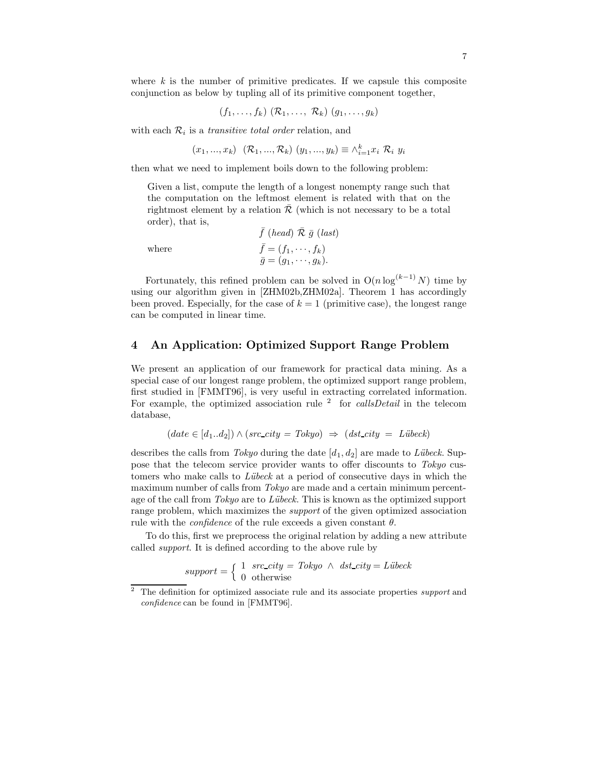where $k$ is the number of primitive predicates. If we capsule this composite conjunction as below by tupling all of its primitive component together,

$$(f_1, \ldots, f_k)\ (\mathcal{R}_1, \ldots,\ \mathcal{R}_k)\ (g_1, \ldots, g_k)$$

with each $\mathcal{R}_i$ is a *transitive total order* relation, and

$$(x_1, ..., x_k)\ \ (\mathcal{R}_1, ..., \mathcal{R}_k)\ (y_1, ..., y_k) \equiv \wedge_{i=1}^{k} x_i\ \mathcal{R}_i\ y_i$$

then what we need to implement boils down to the following problem:

> Given a list, compute the length of a longest nonempty range such that the computation on the leftmost element is related with that on the rightmost element by a relation $\bar{\mathcal{R}}$ (which is not necessary to be a total order), that is,
>
> $$\bar{f}\ (head)\ \bar{\mathcal{R}}\ \bar{g}\ (last)$$
>
> where
>
> $$\bar{f} = (f_1, \cdots, f_k)$$
> $$\bar{g} = (g_1, \cdots, g_k).$$

Fortunately, this refined problem can be solved in $\mathrm{O}(n \log^{(k-1)} N)$ time by using our algorithm given in [ZHM02b,ZHM02a]. Theorem 1 has accordingly been proved. Especially, for the case of $k = 1$ (primitive case), the longest range can be computed in linear time.

## 4 An Application: Optimized Support Range Problem

We present an application of our framework for practical data mining. As a special case of our longest range problem, the optimized support range problem, first studied in [FMMT96], is very useful in extracting correlated information. For example, the optimized association rule [2] for *callsDetail* in the telecom database,

$$(date \in [d_1..d_2]) \wedge (src\_city = \mathit{Tokyo})\ \Rightarrow\ (dst\_city\ =\ \mathit{Lübeck})$$

describes the calls from *Tokyo* during the date $[d_1, d_2]$ are made to *Lübeck*. Suppose that the telecom service provider wants to offer discounts to *Tokyo* customers who make calls to *Lübeck* at a period of consecutive days in which the maximum number of calls from *Tokyo* are made and a certain minimum percentage of the call from *Tokyo* are to *Lübeck*. This is known as the optimized support range problem, which maximizes the *support* of the given optimized association rule with the *confidence* of the rule exceeds a given constant $\theta$.

To do this, first we preprocess the original relation by adding a new attribute called *support*. It is defined according to the above rule by

$$support = \begin{cases} 1 & src\_city = \mathit{Tokyo}\ \wedge\ dst\_city = \mathit{Lübeck} \\ 0 & \text{otherwise} \end{cases}$$

[2] The definition for optimized associate rule and its associate properties *support* and *confidence* can be found in [FMMT96].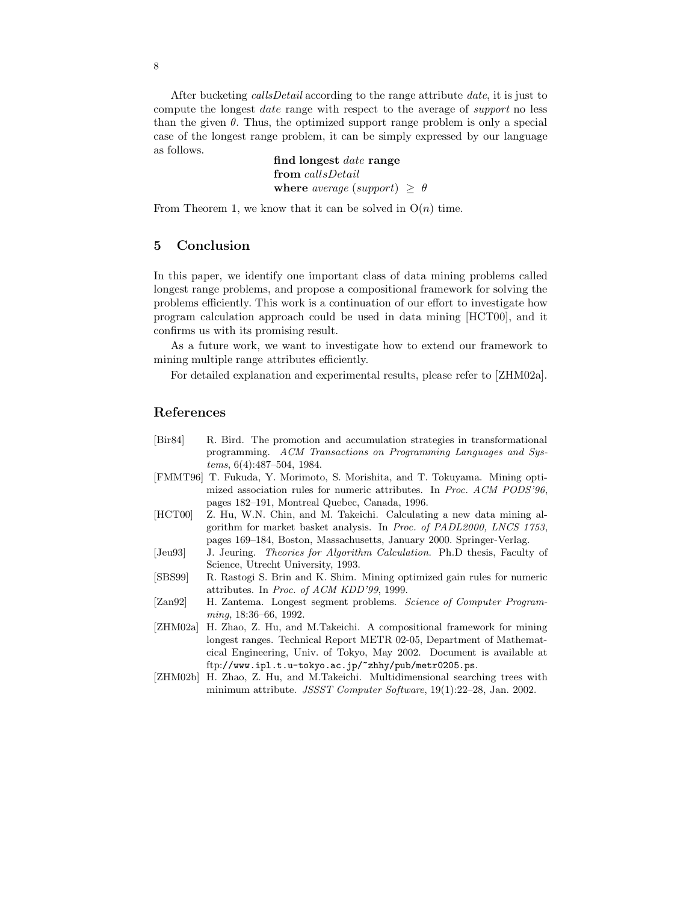After bucketing *callsDetail* according to the range attribute *date*, it is just to compute the longest *date* range with respect to the average of *support* no less than the given $\theta$. Thus, the optimized support range problem is only a special case of the longest range problem, it can be simply expressed by our language as follows.

> **find longest** *date* **range**
> **from** *callsDetail*
> **where** *average* (*support*) $\geq \theta$

From Theorem 1, we know that it can be solved in $O(n)$ time.

## 5 Conclusion

In this paper, we identify one important class of data mining problems called longest range problems, and propose a compositional framework for solving the problems efficiently. This work is a continuation of our effort to investigate how program calculation approach could be used in data mining [HCT00], and it confirms us with its promising result.

As a future work, we want to investigate how to extend our framework to mining multiple range attributes efficiently.

For detailed explanation and experimental results, please refer to [ZHM02a].

## References

[Bir84] R. Bird. The promotion and accumulation strategies in transformational programming. *ACM Transactions on Programming Languages and Systems*, 6(4):487–504, 1984.

[FMMT96] T. Fukuda, Y. Morimoto, S. Morishita, and T. Tokuyama. Mining optimized association rules for numeric attributes. In *Proc. ACM PODS'96*, pages 182–191, Montreal Quebec, Canada, 1996.

[HCT00] Z. Hu, W.N. Chin, and M. Takeichi. Calculating a new data mining algorithm for market basket analysis. In *Proc. of PADL2000, LNCS 1753*, pages 169–184, Boston, Massachusetts, January 2000. Springer-Verlag.

[Jeu93] J. Jeuring. *Theories for Algorithm Calculation.* Ph.D thesis, Faculty of Science, Utrecht University, 1993.

[SBS99] R. Rastogi S. Brin and K. Shim. Mining optimized gain rules for numeric attributes. In *Proc. of ACM KDD'99*, 1999.

[Zan92] H. Zantema. Longest segment problems. *Science of Computer Programming*, 18:36–66, 1992.

[ZHM02a] H. Zhao, Z. Hu, and M.Takeichi. A compositional framework for mining longest ranges. Technical Report METR 02-05, Department of Mathematcical Engineering, Univ. of Tokyo, May 2002. Document is available at ftp://www.ipl.t.u-tokyo.ac.jp/~zhhy/pub/metr0205.ps.

[ZHM02b] H. Zhao, Z. Hu, and M.Takeichi. Multidimensional searching trees with minimum attribute. *JSSST Computer Software*, 19(1):22–28, Jan. 2002.